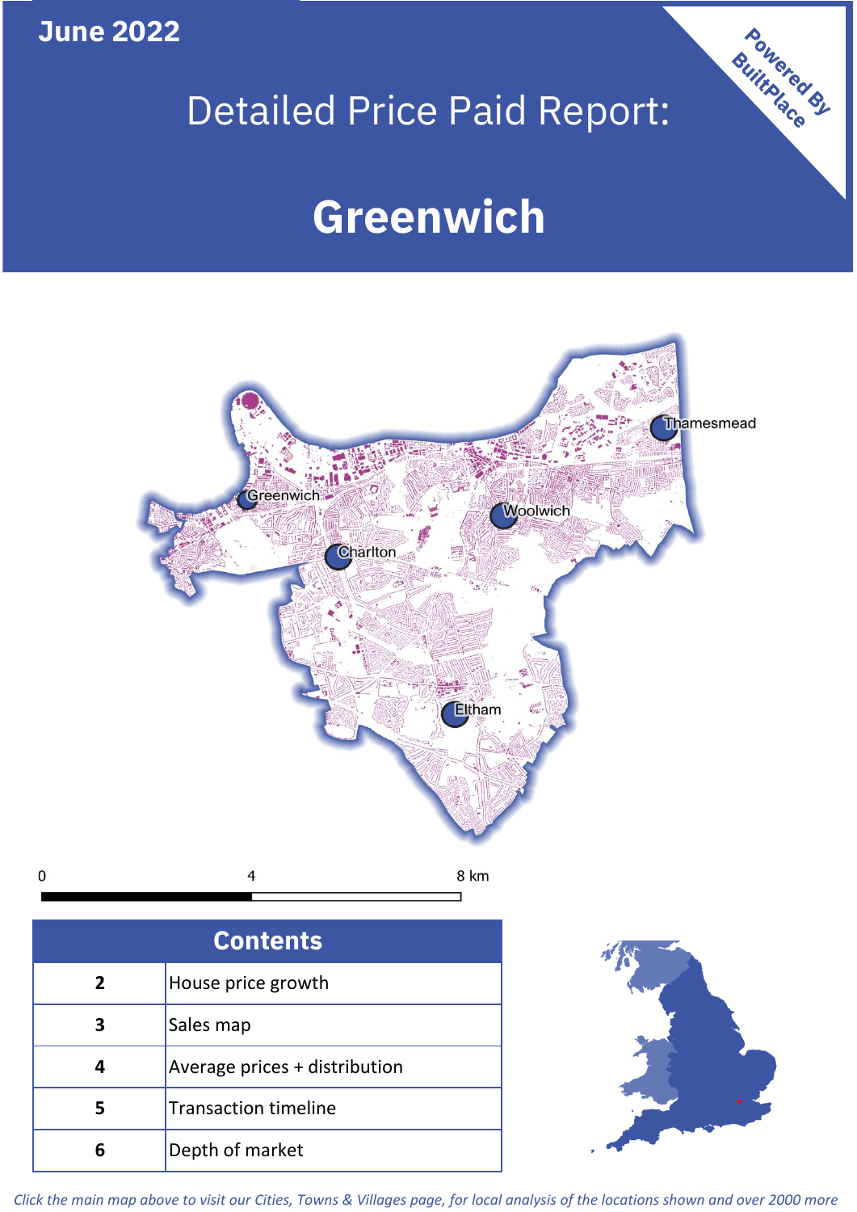June 2022

# Detailed Price Paid Report:

# Greenwich

Powered By BuiltPlace

Thamesmead

Greenwich

Woolwich

Charlton

Eltham

0 4 8 km

| Contents | |
|---|---|
| 2 | House price growth |
| 3 | Sales map |
| 4 | Average prices + distribution |
| 5 | Transaction timeline |
| 6 | Depth of market |

*Click the main map above to visit our Cities, Towns & Villages page, for local analysis of the locations shown and over 2000 more*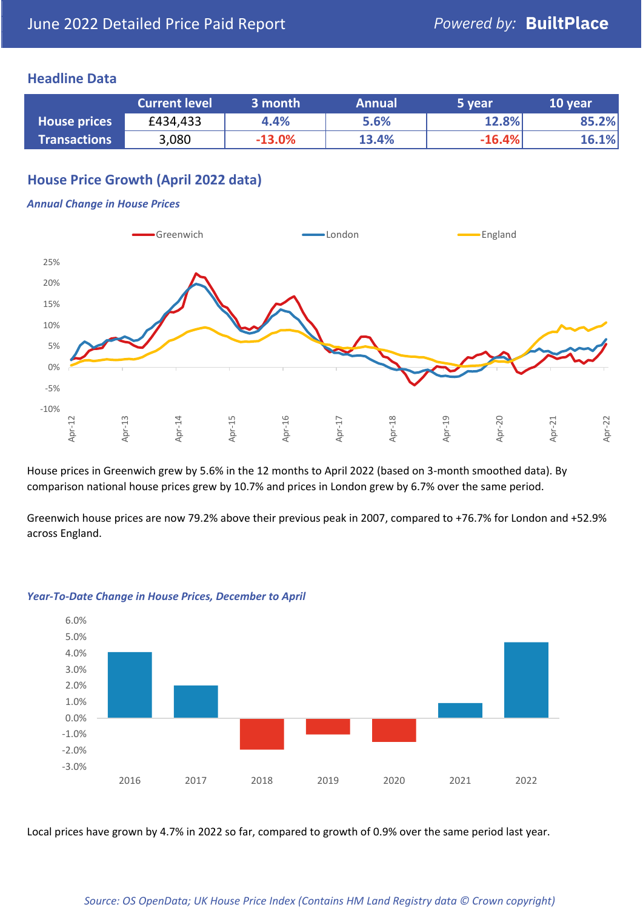June 2022 Detailed Price Paid Report — *Powered by:* **BuiltPlace**

## Headline Data

| | Current level | 3 month | Annual | 5 year | 10 year |
|---|---|---|---|---|---|
| **House prices** | £434,433 | 4.4% | 5.6% | 12.8% | 85.2% |
| **Transactions** | 3,080 | -13.0% | 13.4% | -16.4% | 16.1% |

## House Price Growth (April 2022 data)

***Annual Change in House Prices***

House prices in Greenwich grew by 5.6% in the 12 months to April 2022 (based on 3-month smoothed data). By comparison national house prices grew by 10.7% and prices in London grew by 6.7% over the same period.

Greenwich house prices are now 79.2% above their previous peak in 2007, compared to +76.7% for London and +52.9% across England.

***Year-To-Date Change in House Prices, December to April***

Local prices have grown by 4.7% in 2022 so far, compared to growth of 0.9% over the same period last year.

*Source: OS OpenData; UK House Price Index (Contains HM Land Registry data © Crown copyright)*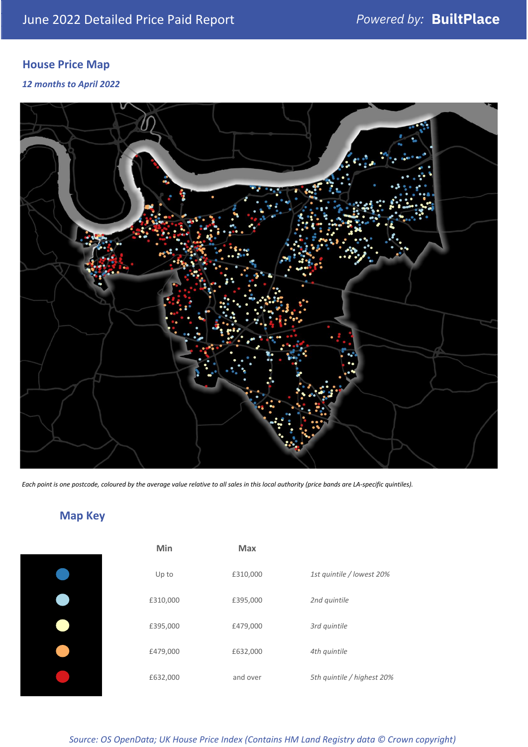## House Price Map

*12 months to April 2022*

*Each point is one postcode, coloured by the average value relative to all sales in this local authority (price bands are LA-specific quintiles).*

## Map Key

| | Min | Max | |
|---|---|---|---|
| | Up to | £310,000 | *1st quintile / lowest 20%* |
| | £310,000 | £395,000 | *2nd quintile* |
| | £395,000 | £479,000 | *3rd quintile* |
| | £479,000 | £632,000 | *4th quintile* |
| | £632,000 | and over | *5th quintile / highest 20%* |

*Source: OS OpenData; UK House Price Index (Contains HM Land Registry data © Crown copyright)*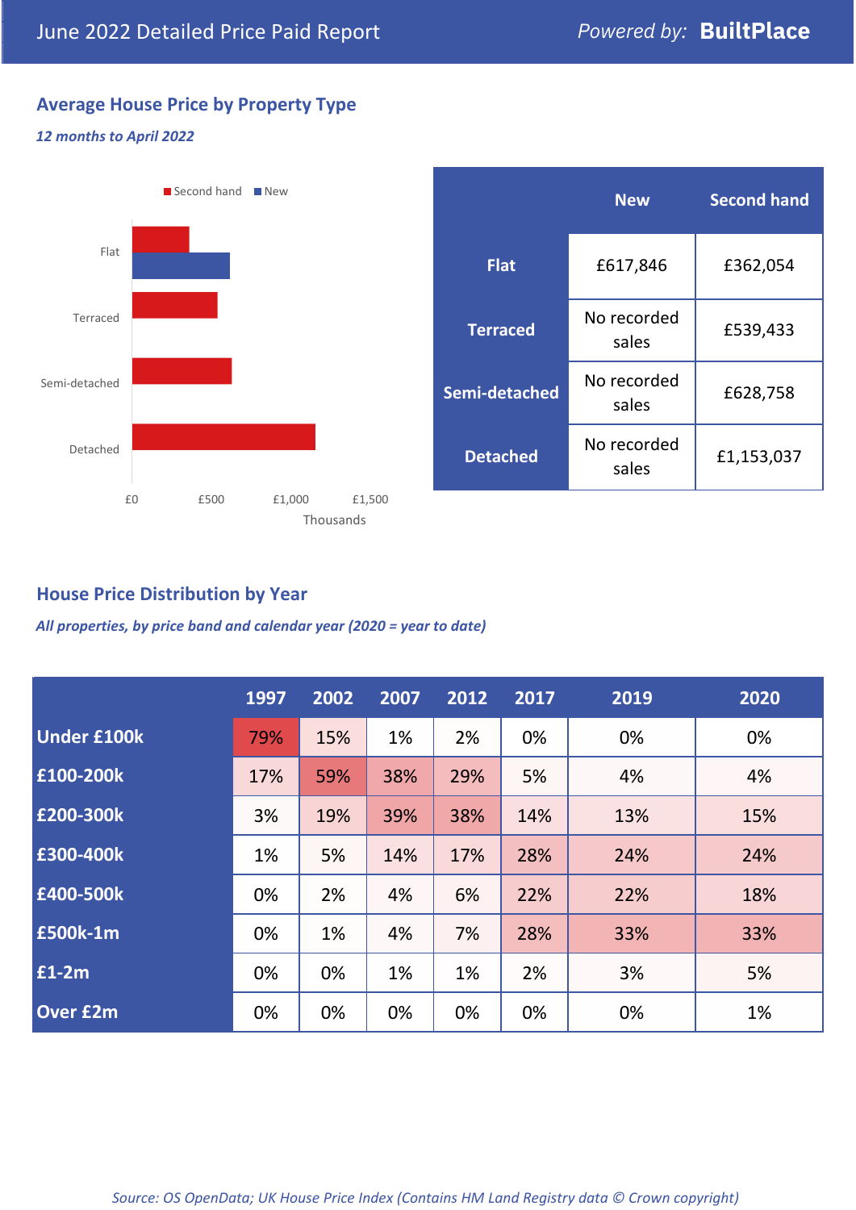# June 2022 Detailed Price Paid Report

*Powered by:* **BuiltPlace**

## Average House Price by Property Type

***12 months to April 2022***

| | New | Second hand |
|---|---|---|
| **Flat** | £617,846 | £362,054 |
| **Terraced** | No recorded sales | £539,433 |
| **Semi-detached** | No recorded sales | £628,758 |
| **Detached** | No recorded sales | £1,153,037 |

## House Price Distribution by Year

***All properties, by price band and calendar year (2020 = year to date)***

| | 1997 | 2002 | 2007 | 2012 | 2017 | 2019 | 2020 |
|---|---|---|---|---|---|---|---|
| **Under £100k** | 79% | 15% | 1% | 2% | 0% | 0% | 0% |
| **£100-200k** | 17% | 59% | 38% | 29% | 5% | 4% | 4% |
| **£200-300k** | 3% | 19% | 39% | 38% | 14% | 13% | 15% |
| **£300-400k** | 1% | 5% | 14% | 17% | 28% | 24% | 24% |
| **£400-500k** | 0% | 2% | 4% | 6% | 22% | 22% | 18% |
| **£500k-1m** | 0% | 1% | 4% | 7% | 28% | 33% | 33% |
| **£1-2m** | 0% | 0% | 1% | 1% | 2% | 3% | 5% |
| **Over £2m** | 0% | 0% | 0% | 0% | 0% | 0% | 1% |

*Source: OS OpenData; UK House Price Index (Contains HM Land Registry data © Crown copyright)*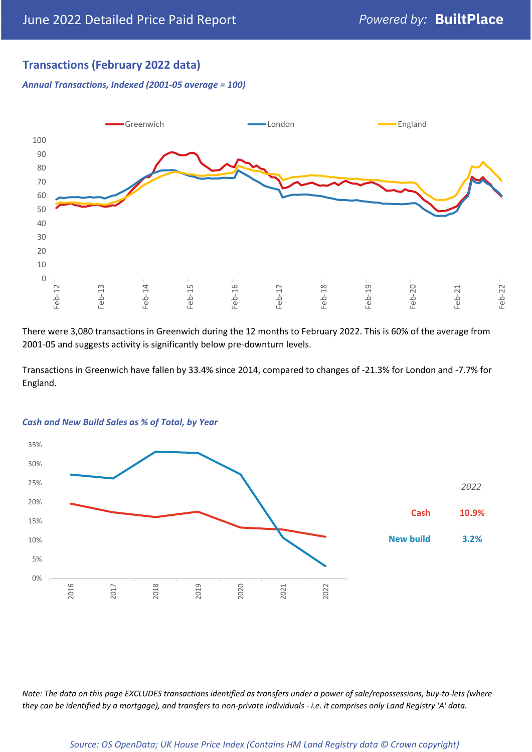## Transactions (February 2022 data)

*Annual Transactions, Indexed (2001-05 average = 100)*

There were 3,080 transactions in Greenwich during the 12 months to February 2022. This is 60% of the average from 2001-05 and suggests activity is significantly below pre-downturn levels.

Transactions in Greenwich have fallen by 33.4% since 2014, compared to changes of -21.3% for London and -7.7% for England.

*Cash and New Build Sales as % of Total, by Year*

| 2022 | |
|---|---|
| Cash | 10.9% |
| New build | 3.2% |

*Note: The data on this page EXCLUDES transactions identified as transfers under a power of sale/repossessions, buy-to-lets (where they can be identified by a mortgage), and transfers to non-private individuals - i.e. it comprises only Land Registry 'A' data.*

*Source: OS OpenData; UK House Price Index (Contains HM Land Registry data © Crown copyright)*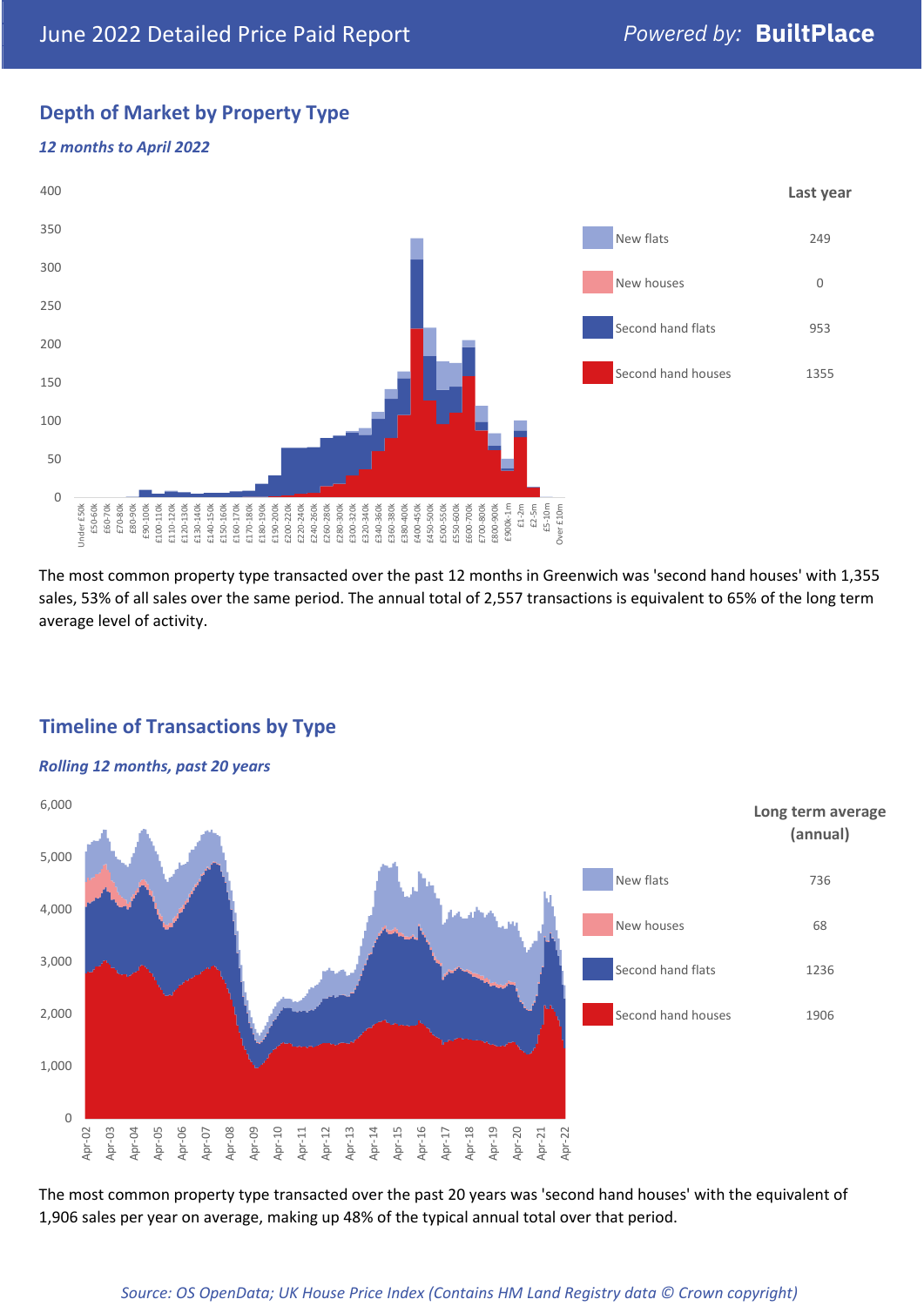June 2022 Detailed Price Paid Report

Powered by: **BuiltPlace**

## Depth of Market by Property Type

*12 months to April 2022*

400
350
300
250
200
150
100
50
0

Under £50k
£50-60k
£60-70k
£70-80k
£80-90k
£90-100k
£100-110k
£110-120k
£120-130k
£130-140k
£140-150k
£150-160k
£160-170k
£170-180k
£180-190k
£190-200k
£200-220k
£220-240k
£240-260k
£260-280k
£280-300k
£300-320k
£320-340k
£340-360k
£360-380k
£380-400k
£400-450k
£450-500k
£500-550k
£550-600k
£600-700k
£700-800k
£800-900k
£900k-1m
£1-2m
£2-5m
£5-10m
Over £10m

**Last year**

New flats 249
New houses 0
Second hand flats 953
Second hand houses 1355

The most common property type transacted over the past 12 months in Greenwich was 'second hand houses' with 1,355 sales, 53% of all sales over the same period. The annual total of 2,557 transactions is equivalent to 65% of the long term average level of activity.

## Timeline of Transactions by Type

*Rolling 12 months, past 20 years*

6,000
5,000
4,000
3,000
2,000
1,000
0

Apr-02
Apr-03
Apr-04
Apr-05
Apr-06
Apr-07
Apr-08
Apr-09
Apr-10
Apr-11
Apr-12
Apr-13
Apr-14
Apr-15
Apr-16
Apr-17
Apr-18
Apr-19
Apr-20
Apr-21
Apr-22

**Long term average (annual)**

New flats 736
New houses 68
Second hand flats 1236
Second hand houses 1906

The most common property type transacted over the past 20 years was 'second hand houses' with the equivalent of 1,906 sales per year on average, making up 48% of the typical annual total over that period.

*Source: OS OpenData; UK House Price Index (Contains HM Land Registry data © Crown copyright)*